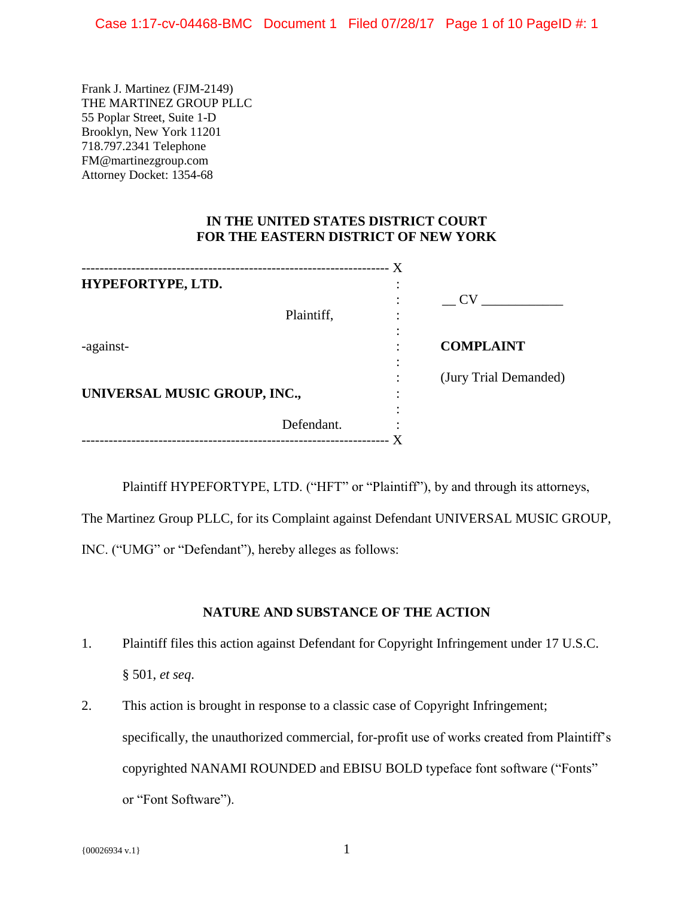Frank J. Martinez (FJM-2149)
THE MARTINEZ GROUP PLLC
55 Poplar Street, Suite 1-D
Brooklyn, New York 11201
718.797.2341 Telephone
FM@martinezgroup.com
Attorney Docket: 1354-68

**IN THE UNITED STATES DISTRICT COURT**
**FOR THE EASTERN DISTRICT OF NEW YORK**

| | |
|---|---|
| **HYPEFORTYPE, LTD.**<br><br>Plaintiff,<br><br>-against-<br><br>**UNIVERSAL MUSIC GROUP, INC.,**<br><br>Defendant. | __ CV ____________<br><br>**COMPLAINT**<br><br>(Jury Trial Demanded) |

Plaintiff HYPEFORTYPE, LTD. ("HFT" or "Plaintiff"), by and through its attorneys, The Martinez Group PLLC, for its Complaint against Defendant UNIVERSAL MUSIC GROUP, INC. ("UMG" or "Defendant"), hereby alleges as follows:

**NATURE AND SUBSTANCE OF THE ACTION**

1. Plaintiff files this action against Defendant for Copyright Infringement under 17 U.S.C. § 501, *et seq*.

2. This action is brought in response to a classic case of Copyright Infringement; specifically, the unauthorized commercial, for-profit use of works created from Plaintiff's copyrighted NANAMI ROUNDED and EBISU BOLD typeface font software ("Fonts" or "Font Software").

{00026934 v.1}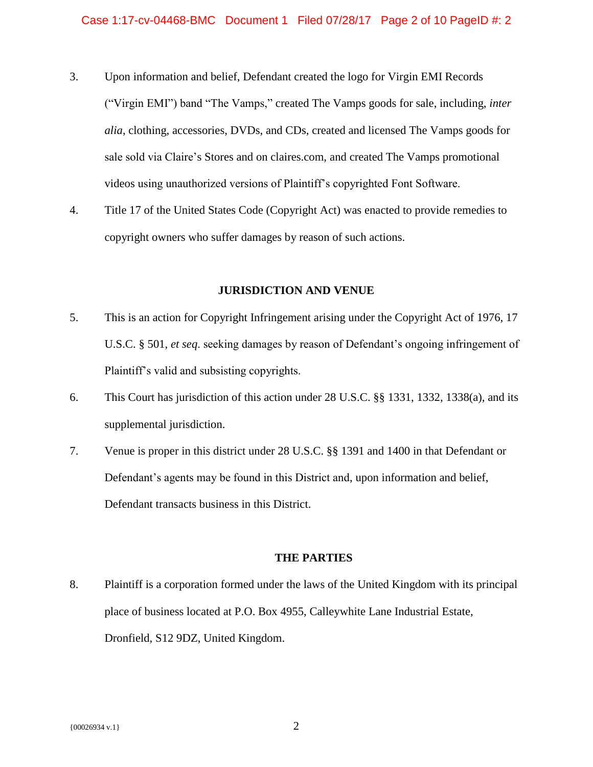3. Upon information and belief, Defendant created the logo for Virgin EMI Records ("Virgin EMI") band "The Vamps," created The Vamps goods for sale, including, *inter alia*, clothing, accessories, DVDs, and CDs, created and licensed The Vamps goods for sale sold via Claire's Stores and on claires.com, and created The Vamps promotional videos using unauthorized versions of Plaintiff's copyrighted Font Software.

4. Title 17 of the United States Code (Copyright Act) was enacted to provide remedies to copyright owners who suffer damages by reason of such actions.

## JURISDICTION AND VENUE

5. This is an action for Copyright Infringement arising under the Copyright Act of 1976, 17 U.S.C. § 501, *et seq.* seeking damages by reason of Defendant's ongoing infringement of Plaintiff's valid and subsisting copyrights.

6. This Court has jurisdiction of this action under 28 U.S.C. §§ 1331, 1332, 1338(a), and its supplemental jurisdiction.

7. Venue is proper in this district under 28 U.S.C. §§ 1391 and 1400 in that Defendant or Defendant's agents may be found in this District and, upon information and belief, Defendant transacts business in this District.

## THE PARTIES

8. Plaintiff is a corporation formed under the laws of the United Kingdom with its principal place of business located at P.O. Box 4955, Calleywhite Lane Industrial Estate, Dronfield, S12 9DZ, United Kingdom.

{00026934 v.1}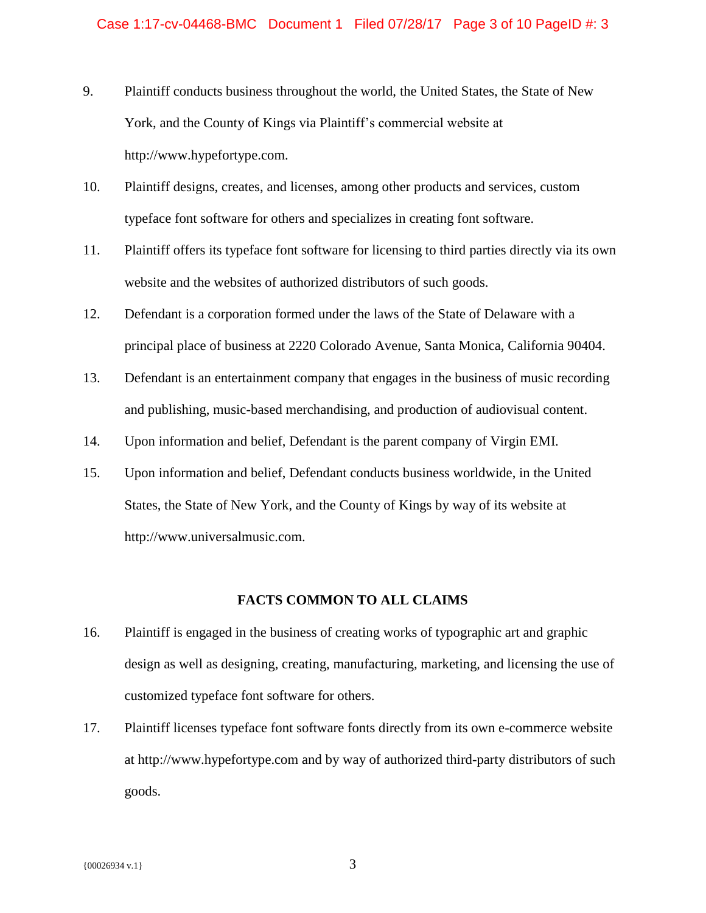9. Plaintiff conducts business throughout the world, the United States, the State of New York, and the County of Kings via Plaintiff's commercial website at http://www.hypefortype.com.

10. Plaintiff designs, creates, and licenses, among other products and services, custom typeface font software for others and specializes in creating font software.

11. Plaintiff offers its typeface font software for licensing to third parties directly via its own website and the websites of authorized distributors of such goods.

12. Defendant is a corporation formed under the laws of the State of Delaware with a principal place of business at 2220 Colorado Avenue, Santa Monica, California 90404.

13. Defendant is an entertainment company that engages in the business of music recording and publishing, music-based merchandising, and production of audiovisual content.

14. Upon information and belief, Defendant is the parent company of Virgin EMI.

15. Upon information and belief, Defendant conducts business worldwide, in the United States, the State of New York, and the County of Kings by way of its website at http://www.universalmusic.com.

**FACTS COMMON TO ALL CLAIMS**

16. Plaintiff is engaged in the business of creating works of typographic art and graphic design as well as designing, creating, manufacturing, marketing, and licensing the use of customized typeface font software for others.

17. Plaintiff licenses typeface font software fonts directly from its own e-commerce website at http://www.hypefortype.com and by way of authorized third-party distributors of such goods.

{00026934 v.1}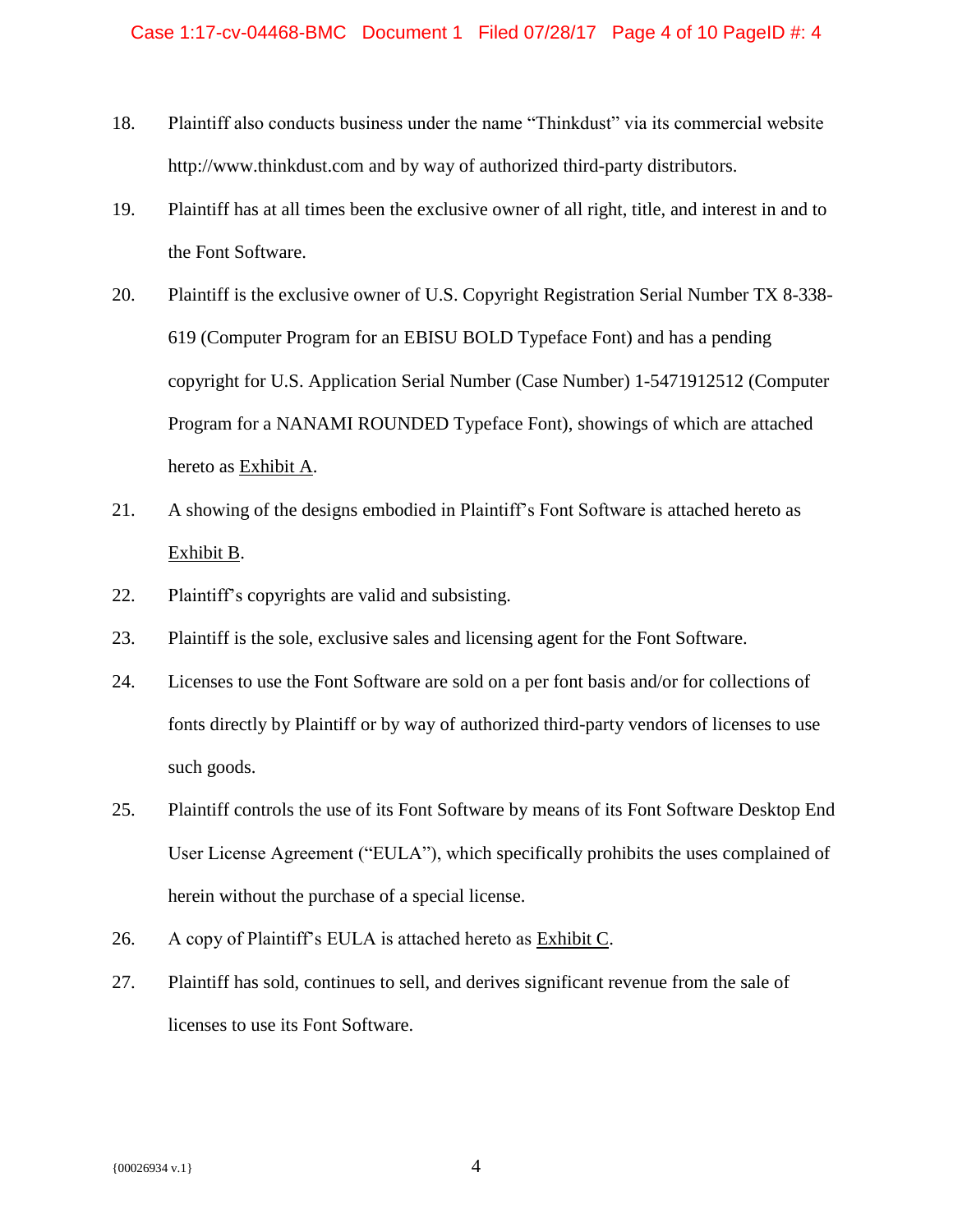18. Plaintiff also conducts business under the name “Thinkdust” via its commercial website http://www.thinkdust.com and by way of authorized third-party distributors.

19. Plaintiff has at all times been the exclusive owner of all right, title, and interest in and to the Font Software.

20. Plaintiff is the exclusive owner of U.S. Copyright Registration Serial Number TX 8-338-619 (Computer Program for an EBISU BOLD Typeface Font) and has a pending copyright for U.S. Application Serial Number (Case Number) 1-5471912512 (Computer Program for a NANAMI ROUNDED Typeface Font), showings of which are attached hereto as Exhibit A.

21. A showing of the designs embodied in Plaintiff’s Font Software is attached hereto as Exhibit B.

22. Plaintiff’s copyrights are valid and subsisting.

23. Plaintiff is the sole, exclusive sales and licensing agent for the Font Software.

24. Licenses to use the Font Software are sold on a per font basis and/or for collections of fonts directly by Plaintiff or by way of authorized third-party vendors of licenses to use such goods.

25. Plaintiff controls the use of its Font Software by means of its Font Software Desktop End User License Agreement (“EULA”), which specifically prohibits the uses complained of herein without the purchase of a special license.

26. A copy of Plaintiff’s EULA is attached hereto as Exhibit C.

27. Plaintiff has sold, continues to sell, and derives significant revenue from the sale of licenses to use its Font Software.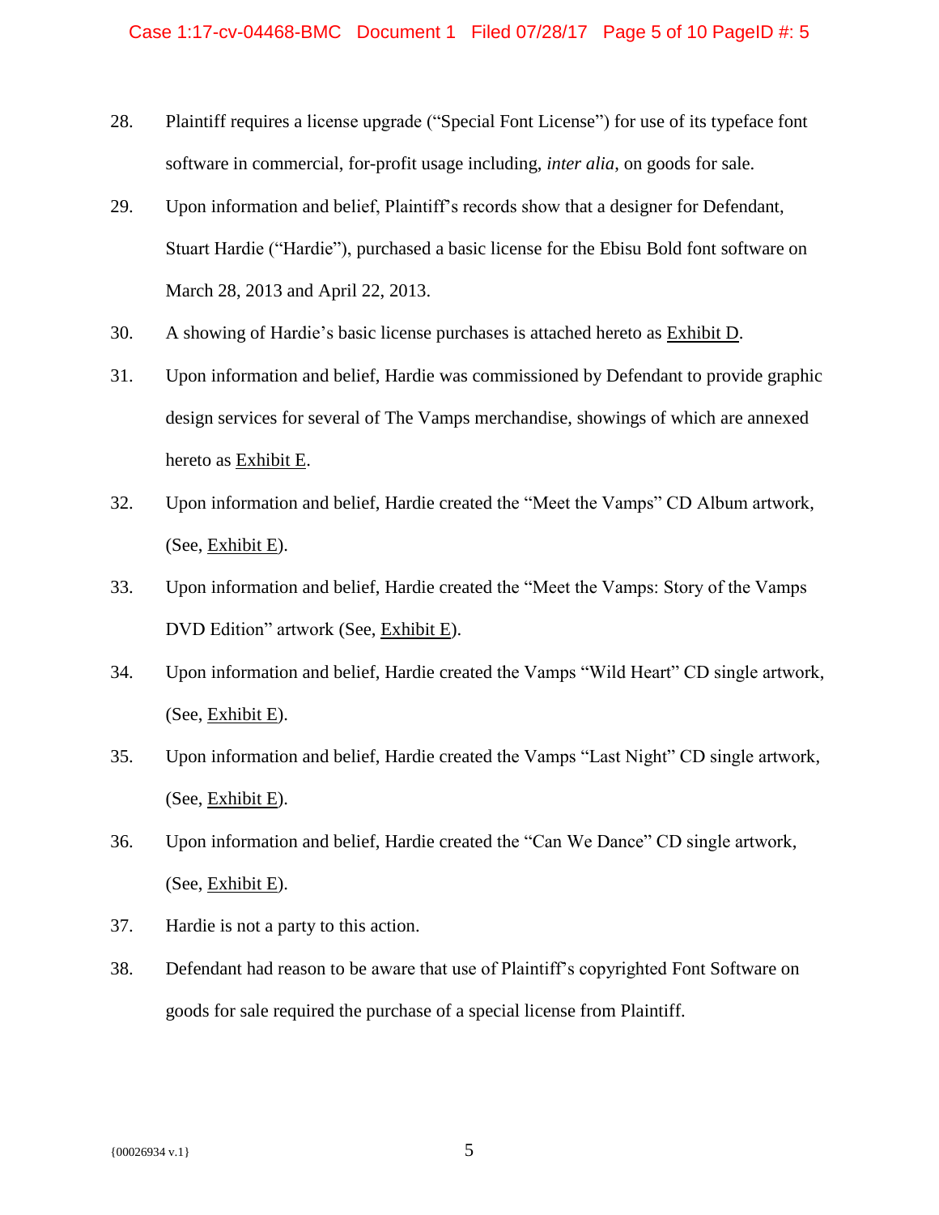28. Plaintiff requires a license upgrade ("Special Font License") for use of its typeface font software in commercial, for-profit usage including, *inter alia*, on goods for sale.

29. Upon information and belief, Plaintiff's records show that a designer for Defendant, Stuart Hardie ("Hardie"), purchased a basic license for the Ebisu Bold font software on March 28, 2013 and April 22, 2013.

30. A showing of Hardie's basic license purchases is attached hereto as Exhibit D.

31. Upon information and belief, Hardie was commissioned by Defendant to provide graphic design services for several of The Vamps merchandise, showings of which are annexed hereto as Exhibit E.

32. Upon information and belief, Hardie created the "Meet the Vamps" CD Album artwork, (See, Exhibit E).

33. Upon information and belief, Hardie created the "Meet the Vamps: Story of the Vamps DVD Edition" artwork (See, Exhibit E).

34. Upon information and belief, Hardie created the Vamps "Wild Heart" CD single artwork, (See, Exhibit E).

35. Upon information and belief, Hardie created the Vamps "Last Night" CD single artwork, (See, Exhibit E).

36. Upon information and belief, Hardie created the "Can We Dance" CD single artwork, (See, Exhibit E).

37. Hardie is not a party to this action.

38. Defendant had reason to be aware that use of Plaintiff's copyrighted Font Software on goods for sale required the purchase of a special license from Plaintiff.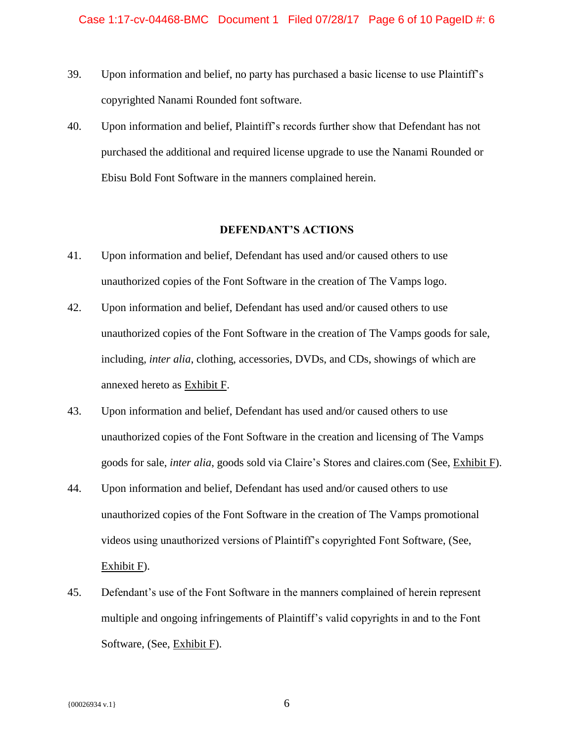39. Upon information and belief, no party has purchased a basic license to use Plaintiff's copyrighted Nanami Rounded font software.

40. Upon information and belief, Plaintiff's records further show that Defendant has not purchased the additional and required license upgrade to use the Nanami Rounded or Ebisu Bold Font Software in the manners complained herein.

**DEFENDANT'S ACTIONS**

41. Upon information and belief, Defendant has used and/or caused others to use unauthorized copies of the Font Software in the creation of The Vamps logo.

42. Upon information and belief, Defendant has used and/or caused others to use unauthorized copies of the Font Software in the creation of The Vamps goods for sale, including, *inter alia*, clothing, accessories, DVDs, and CDs, showings of which are annexed hereto as Exhibit F.

43. Upon information and belief, Defendant has used and/or caused others to use unauthorized copies of the Font Software in the creation and licensing of The Vamps goods for sale, *inter alia*, goods sold via Claire's Stores and claires.com (See, Exhibit F).

44. Upon information and belief, Defendant has used and/or caused others to use unauthorized copies of the Font Software in the creation of The Vamps promotional videos using unauthorized versions of Plaintiff's copyrighted Font Software, (See, Exhibit F).

45. Defendant's use of the Font Software in the manners complained of herein represent multiple and ongoing infringements of Plaintiff's valid copyrights in and to the Font Software, (See, Exhibit F).

{00026934 v.1}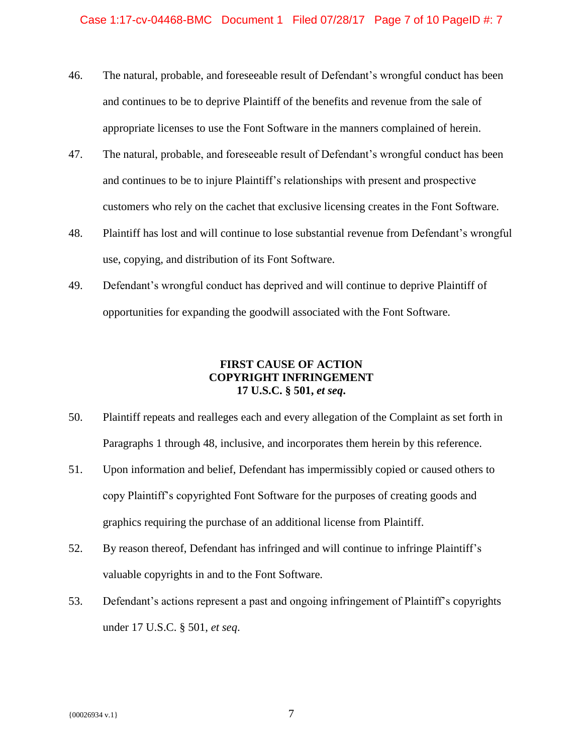46. The natural, probable, and foreseeable result of Defendant's wrongful conduct has been and continues to be to deprive Plaintiff of the benefits and revenue from the sale of appropriate licenses to use the Font Software in the manners complained of herein.

47. The natural, probable, and foreseeable result of Defendant's wrongful conduct has been and continues to be to injure Plaintiff's relationships with present and prospective customers who rely on the cachet that exclusive licensing creates in the Font Software.

48. Plaintiff has lost and will continue to lose substantial revenue from Defendant's wrongful use, copying, and distribution of its Font Software.

49. Defendant's wrongful conduct has deprived and will continue to deprive Plaintiff of opportunities for expanding the goodwill associated with the Font Software.

**FIRST CAUSE OF ACTION**
**COPYRIGHT INFRINGEMENT**
**17 U.S.C. § 501, *et seq*.**

50. Plaintiff repeats and realleges each and every allegation of the Complaint as set forth in Paragraphs 1 through 48, inclusive, and incorporates them herein by this reference.

51. Upon information and belief, Defendant has impermissibly copied or caused others to copy Plaintiff's copyrighted Font Software for the purposes of creating goods and graphics requiring the purchase of an additional license from Plaintiff.

52. By reason thereof, Defendant has infringed and will continue to infringe Plaintiff's valuable copyrights in and to the Font Software.

53. Defendant's actions represent a past and ongoing infringement of Plaintiff's copyrights under 17 U.S.C. § 501, *et seq*.

{00026934 v.1}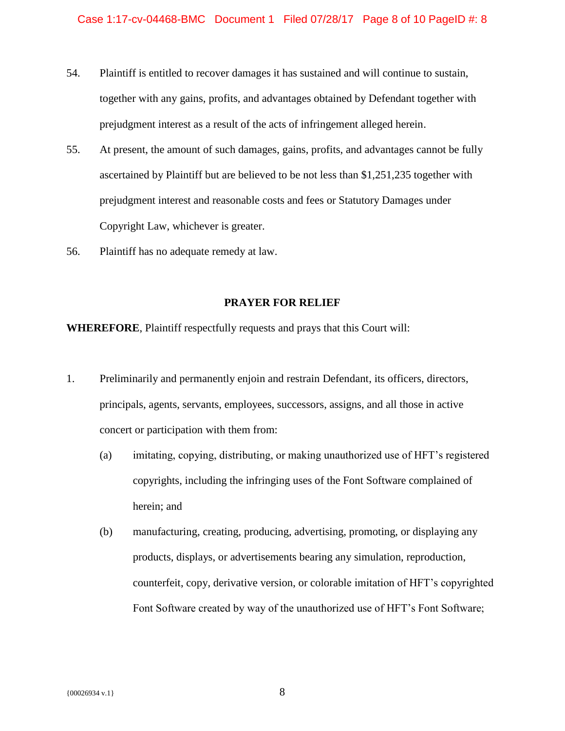54. Plaintiff is entitled to recover damages it has sustained and will continue to sustain, together with any gains, profits, and advantages obtained by Defendant together with prejudgment interest as a result of the acts of infringement alleged herein.

55. At present, the amount of such damages, gains, profits, and advantages cannot be fully ascertained by Plaintiff but are believed to be not less than $1,251,235 together with prejudgment interest and reasonable costs and fees or Statutory Damages under Copyright Law, whichever is greater.

56. Plaintiff has no adequate remedy at law.

## PRAYER FOR RELIEF

**WHEREFORE**, Plaintiff respectfully requests and prays that this Court will:

1. Preliminarily and permanently enjoin and restrain Defendant, its officers, directors, principals, agents, servants, employees, successors, assigns, and all those in active concert or participation with them from:

   (a) imitating, copying, distributing, or making unauthorized use of HFT's registered copyrights, including the infringing uses of the Font Software complained of herein; and

   (b) manufacturing, creating, producing, advertising, promoting, or displaying any products, displays, or advertisements bearing any simulation, reproduction, counterfeit, copy, derivative version, or colorable imitation of HFT's copyrighted Font Software created by way of the unauthorized use of HFT's Font Software;

{00026934 v.1}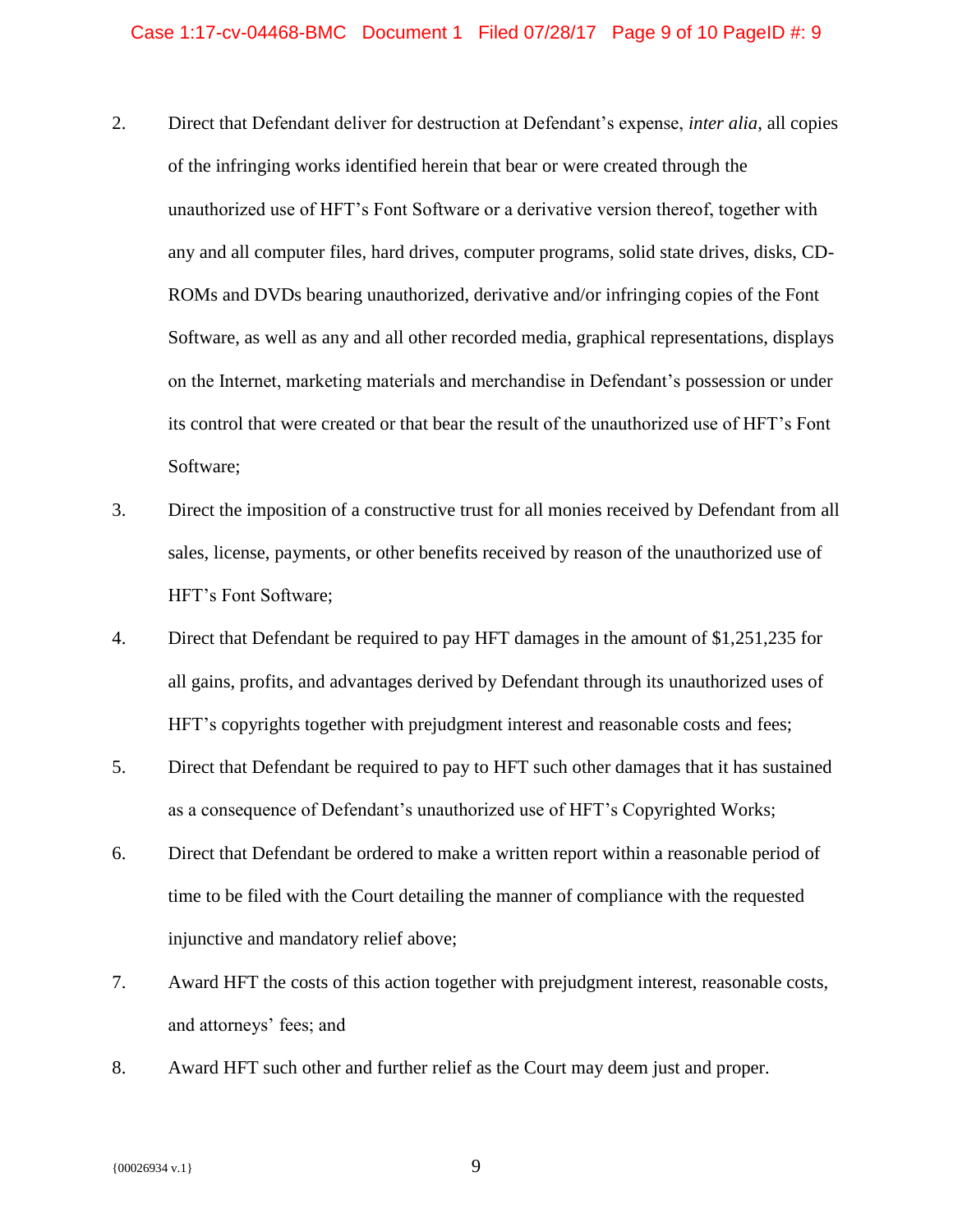2. Direct that Defendant deliver for destruction at Defendant's expense, *inter alia*, all copies of the infringing works identified herein that bear or were created through the unauthorized use of HFT's Font Software or a derivative version thereof, together with any and all computer files, hard drives, computer programs, solid state drives, disks, CD-ROMs and DVDs bearing unauthorized, derivative and/or infringing copies of the Font Software, as well as any and all other recorded media, graphical representations, displays on the Internet, marketing materials and merchandise in Defendant's possession or under its control that were created or that bear the result of the unauthorized use of HFT's Font Software;

3. Direct the imposition of a constructive trust for all monies received by Defendant from all sales, license, payments, or other benefits received by reason of the unauthorized use of HFT's Font Software;

4. Direct that Defendant be required to pay HFT damages in the amount of $1,251,235 for all gains, profits, and advantages derived by Defendant through its unauthorized uses of HFT's copyrights together with prejudgment interest and reasonable costs and fees;

5. Direct that Defendant be required to pay to HFT such other damages that it has sustained as a consequence of Defendant's unauthorized use of HFT's Copyrighted Works;

6. Direct that Defendant be ordered to make a written report within a reasonable period of time to be filed with the Court detailing the manner of compliance with the requested injunctive and mandatory relief above;

7. Award HFT the costs of this action together with prejudgment interest, reasonable costs, and attorneys' fees; and

8. Award HFT such other and further relief as the Court may deem just and proper.

{00026934 v.1}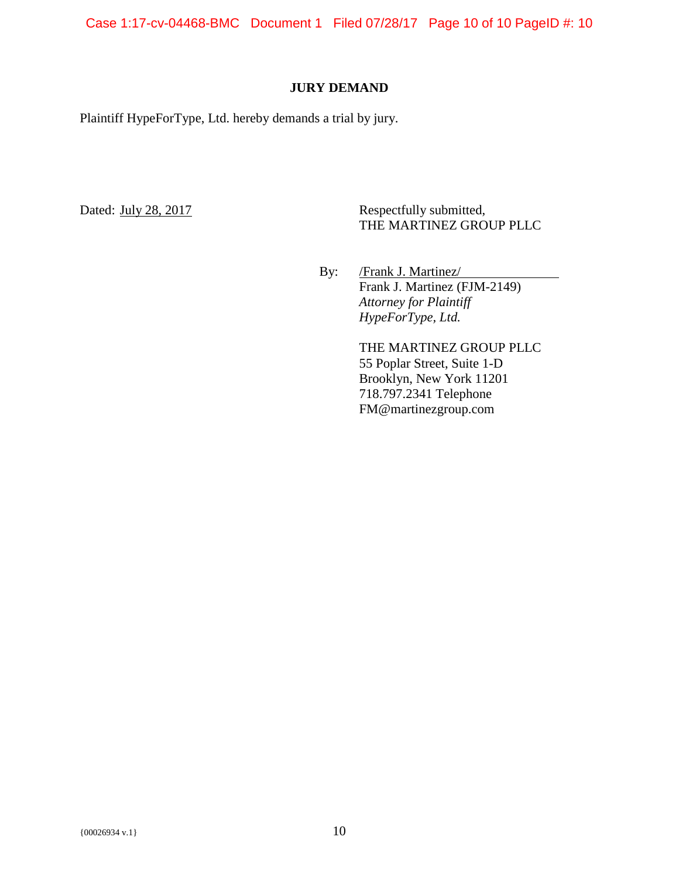## JURY DEMAND

Plaintiff HypeForType, Ltd. hereby demands a trial by jury.

Dated: July 28, 2017

Respectfully submitted,
THE MARTINEZ GROUP PLLC

By: /Frank J. Martinez/
Frank J. Martinez (FJM-2149)
*Attorney for Plaintiff*
*HypeForType, Ltd.*

THE MARTINEZ GROUP PLLC
55 Poplar Street, Suite 1-D
Brooklyn, New York 11201
718.797.2341 Telephone
FM@martinezgroup.com

{00026934 v.1}